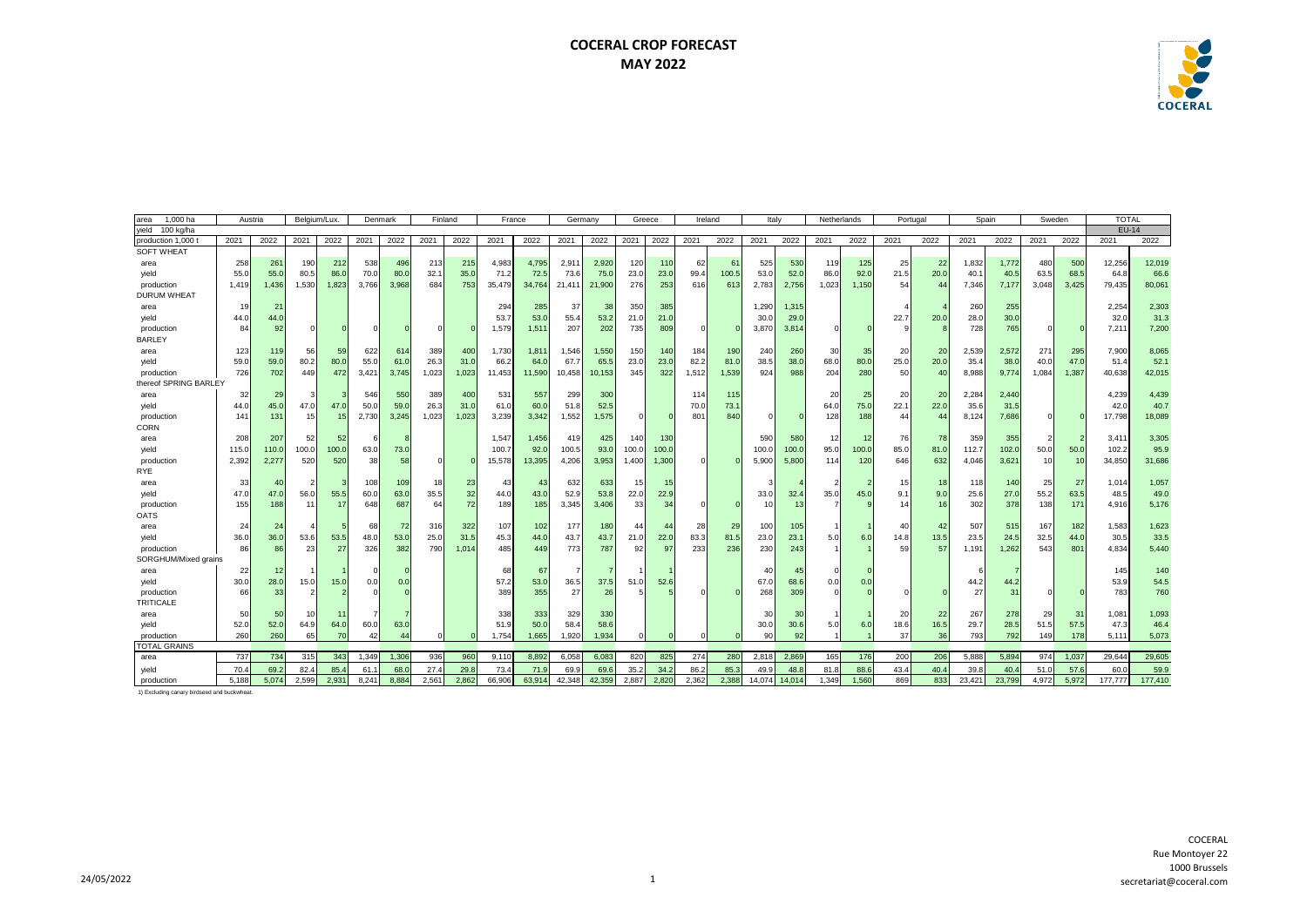# COCERAL CROP FORECAST
## MAY 2022

| area 1,000 ha | Austria | | Belgium/Lux. | | Denmark | | Finland | | France | | Germany | | Greece | | Ireland | | Italy | | Netherlands | | Portugal | | Spain | | Sweden | | TOTAL | |
|---|---|---|---|---|---|---|---|---|---|---|---|---|---|---|---|---|---|---|---|---|---|---|---|---|---|---|---|---|---|---|
| yield 100 kg/ha | | | | | | | | | | | | | | | | | | | | | | | | | | | | | EU-14 | |
| production 1,000 t | 2021 | 2022 | 2021 | 2022 | 2021 | 2022 | 2021 | 2022 | 2021 | 2022 | 2021 | 2022 | 2021 | 2022 | 2021 | 2022 | 2021 | 2022 | 2021 | 2022 | 2021 | 2022 | 2021 | 2022 | 2021 | 2022 | 2021 | 2022 | 2021 | 2022 |
| SOFT WHEAT | | | | | | | | | | | | | | | | | | | | | | | | | | | | | | |
| area | 258 | 261 | 190 | 212 | 538 | 496 | 213 | 215 | 4,983 | 4,795 | 2,911 | 2,920 | 120 | 110 | 62 | 61 | 525 | 530 | 119 | 125 | 25 | 22 | 1,832 | 1,772 | 480 | 500 | 12,256 | 12,019 |
| yield | 55.0 | 55.0 | 80.5 | 86.0 | 70.0 | 80.0 | 32.1 | 35.0 | 71.2 | 72.5 | 73.6 | 75.0 | 23.0 | 23.0 | 99.4 | 100.5 | 53.0 | 52.0 | 86.0 | 92.0 | 21.5 | 20.0 | 40.1 | 40.5 | 63.5 | 68.5 | 64.8 | 66.6 |
| production | 1,419 | 1,436 | 1,530 | 1,823 | 3,766 | 3,968 | 684 | 753 | 35,479 | 34,764 | 21,411 | 21,900 | 276 | 253 | 616 | 613 | 2,783 | 2,756 | 1,023 | 1,150 | 54 | 44 | 7,346 | 7,177 | 3,048 | 3,425 | 79,435 | 80,061 |
| DURUM WHEAT | | | | | | | | | | | | | | | | | | | | | | | | | | | | | | |
| area | 19 | 21 | | | | | | | 294 | 285 | 37 | 38 | 350 | 385 | | | 1,290 | 1,315 | | | 4 | 4 | 260 | 255 | | | 2,254 | 2,303 |
| yield | 44.0 | 44.0 | | | | | | | 53.7 | 53.0 | 55.4 | 53.2 | 21.0 | 21.0 | | | 30.0 | 29.0 | | | 22.7 | 20.0 | 28.0 | 30.0 | | | 32.0 | 31.3 |
| production | 84 | 92 | 0 | 0 | 0 | 0 | 0 | 0 | 1,579 | 1,511 | 207 | 202 | 735 | 809 | 0 | 0 | 3,870 | 3,814 | 0 | 0 | 9 | 8 | 728 | 765 | 0 | 0 | 7,211 | 7,200 |
| BARLEY | | | | | | | | | | | | | | | | | | | | | | | | | | | | | | |
| area | 123 | 119 | 56 | 59 | 622 | 614 | 389 | 400 | 1,730 | 1,811 | 1,546 | 1,550 | 150 | 140 | 184 | 190 | 240 | 260 | 30 | 35 | 20 | 20 | 2,539 | 2,572 | 271 | 295 | 7,900 | 8,065 |
| yield | 59.0 | 59.0 | 80.2 | 80.0 | 55.0 | 61.0 | 26.3 | 31.0 | 66.2 | 64.0 | 67.7 | 65.5 | 23.0 | 23.0 | 82.2 | 81.0 | 38.5 | 38.0 | 68.0 | 80.0 | 25.0 | 20.0 | 35.4 | 38.0 | 40.0 | 47.0 | 51.4 | 52.1 |
| production | 726 | 702 | 449 | 472 | 3,421 | 3,745 | 1,023 | 1,023 | 11,453 | 11,590 | 10,458 | 10,153 | 345 | 322 | 1,512 | 1,539 | 924 | 988 | 204 | 280 | 50 | 40 | 8,988 | 9,774 | 1,084 | 1,387 | 40,638 | 42,015 |
| thereof SPRING BARLEY | | | | | | | | | | | | | | | | | | | | | | | | | | | | | | |
| area | 32 | 29 | 3 | 3 | 546 | 550 | 389 | 400 | 531 | 557 | 299 | 300 | | | 114 | 115 | | | 20 | 25 | 20 | 20 | 2,284 | 2,440 | | | 4,239 | 4,439 |
| yield | 44.0 | 45.0 | 47.0 | 47.0 | 50.0 | 59.0 | 26.3 | 31.0 | 61.0 | 60.0 | 51.8 | 52.5 | | | 70.0 | 73.1 | | | 64.0 | 75.0 | 22.1 | 22.0 | 35.6 | 31.5 | | | 42.0 | 40.7 |
| production | 141 | 131 | 15 | 15 | 2,730 | 3,245 | 1,023 | 1,023 | 3,239 | 3,342 | 1,552 | 1,575 | 0 | 0 | 801 | 840 | 0 | 0 | 128 | 188 | 44 | 44 | 8,124 | 7,686 | 0 | 0 | 17,798 | 18,089 |
| CORN | | | | | | | | | | | | | | | | | | | | | | | | | | | | | | |
| area | 208 | 207 | 52 | 52 | 6 | 8 | | | 1,547 | 1,456 | 419 | 425 | 140 | 130 | | | 590 | 580 | 12 | 12 | 76 | 78 | 359 | 355 | 2 | 2 | 3,411 | 3,305 |
| yield | 115.0 | 110.0 | 100.0 | 100.0 | 63.0 | 73.0 | | | 100.7 | 92.0 | 100.5 | 93.0 | 100.0 | 100.0 | | | 100.0 | 100.0 | 95.0 | 100.0 | 85.0 | 81.0 | 112.7 | 102.0 | 50.0 | 50.0 | 102.2 | 95.9 |
| production | 2,392 | 2,277 | 520 | 520 | 38 | 58 | 0 | 0 | 15,578 | 13,395 | 4,206 | 3,953 | 1,400 | 1,300 | 0 | 0 | 5,900 | 5,800 | 114 | 120 | 646 | 632 | 4,046 | 3,621 | 10 | 10 | 34,850 | 31,686 |
| RYE | | | | | | | | | | | | | | | | | | | | | | | | | | | | | | |
| area | 33 | 40 | 2 | 3 | 108 | 109 | 18 | 23 | 43 | 43 | 632 | 633 | 15 | 15 | | | 3 | 4 | 2 | 2 | 15 | 18 | 118 | 140 | 25 | 27 | 1,014 | 1,057 |
| yield | 47.0 | 47.0 | 56.0 | 55.5 | 60.0 | 63.0 | 35.5 | 32 | 44.0 | 43.0 | 52.9 | 53.8 | 22.0 | 22.9 | | | 33.0 | 32.4 | 35.0 | 45.0 | 9.1 | 9.0 | 25.6 | 27.0 | 55.2 | 63.5 | 48.5 | 49.0 |
| production | 155 | 188 | 11 | 17 | 648 | 687 | 64 | 72 | 189 | 185 | 3,345 | 3,406 | 33 | 34 | 0 | 0 | 10 | 13 | 7 | 9 | 14 | 16 | 302 | 378 | 138 | 171 | 4,916 | 5,176 |
| OATS | | | | | | | | | | | | | | | | | | | | | | | | | | | | | | |
| area | 24 | 24 | 4 | 5 | 68 | 72 | 316 | 322 | 107 | 102 | 177 | 180 | 44 | 44 | 28 | 29 | 100 | 105 | 1 | 1 | 40 | 42 | 507 | 515 | 167 | 182 | 1,583 | 1,623 |
| yield | 36.0 | 36.0 | 53.6 | 53.5 | 48.0 | 53.0 | 25.0 | 31.5 | 45.3 | 44.0 | 43.7 | 43.7 | 21.0 | 22.0 | 83.3 | 81.5 | 23.0 | 23.1 | 5.0 | 6.0 | 14.8 | 13.5 | 23.5 | 24.5 | 32.5 | 44.0 | 30.5 | 33.5 |
| production | 86 | 86 | 23 | 27 | 326 | 382 | 790 | 1,014 | 485 | 449 | 773 | 787 | 92 | 97 | 233 | 236 | 230 | 243 | 1 | 1 | 59 | 57 | 1,191 | 1,262 | 543 | 801 | 4,834 | 5,440 |
| SORGHUM/Mixed grains | | | | | | | | | | | | | | | | | | | | | | | | | | | | | | |
| area | 22 | 12 | 1 | 1 | 0 | 0 | | | 68 | 67 | 7 | 7 | 1 | 1 | | | 40 | 45 | 0 | 0 | | | 6 | 7 | | | 145 | 140 |
| yield | 30.0 | 28.0 | 15.0 | 15.0 | 0.0 | 0.0 | | | 57.2 | 53.0 | 36.5 | 37.5 | 51.0 | 52.6 | | | 67.0 | 68.6 | 0.0 | 0.0 | | | 44.2 | 44.2 | | | 53.9 | 54.5 |
| production | 66 | 33 | 2 | 2 | 0 | 0 | | | 389 | 355 | 27 | 26 | 5 | 5 | 0 | 0 | 268 | 309 | 0 | 0 | 0 | 0 | 27 | 31 | 0 | 0 | 783 | 760 |
| TRITICALE | | | | | | | | | | | | | | | | | | | | | | | | | | | | | | |
| area | 50 | 50 | 10 | 11 | 7 | 7 | | | 338 | 333 | 329 | 330 | | | | | 30 | 30 | 1 | 1 | 20 | 22 | 267 | 278 | 29 | 31 | 1,081 | 1,093 |
| yield | 52.0 | 52.0 | 64.9 | 64.0 | 60.0 | 63.0 | | | 51.9 | 50.0 | 58.4 | 58.6 | | | | | 30.0 | 30.6 | 5.0 | 6.0 | 18.6 | 16.5 | 29.7 | 28.5 | 51.5 | 57.5 | 47.3 | 46.4 |
| production | 260 | 260 | 65 | 70 | 42 | 44 | 0 | 0 | 1,754 | 1,665 | 1,920 | 1,934 | 0 | 0 | 0 | 0 | 90 | 92 | 1 | 1 | 37 | 36 | 793 | 792 | 149 | 178 | 5,111 | 5,073 |
| TOTAL GRAINS | | | | | | | | | | | | | | | | | | | | | | | | | | | | | | |
| area | 737 | 734 | 315 | 343 | 1,349 | 1,306 | 936 | 960 | 9,110 | 8,892 | 6,058 | 6,083 | 820 | 825 | 274 | 280 | 2,818 | 2,869 | 165 | 176 | 200 | 206 | 5,888 | 5,894 | 974 | 1,037 | 29,644 | 29,605 |
| yield | 70.4 | 69.2 | 82.4 | 85.4 | 61.1 | 68.0 | 27.4 | 29.8 | 73.4 | 71.9 | 69.9 | 69.6 | 35.2 | 34.2 | 86.2 | 85.3 | 49.9 | 48.8 | 81.8 | 88.6 | 43.4 | 40.4 | 39.8 | 40.4 | 51.0 | 57.6 | 60.0 | 59.9 |
| production | 5,188 | 5,074 | 2,599 | 2,931 | 8,241 | 8,884 | 2,561 | 2,862 | 66,906 | 63,914 | 42,348 | 42,359 | 2,887 | 2,820 | 2,362 | 2,388 | 14,074 | 14,014 | 1,349 | 1,560 | 869 | 833 | 23,421 | 23,799 | 4,972 | 5,972 | 177,777 | 177,410 |

1) Excluding canary birdseed and buckwheat.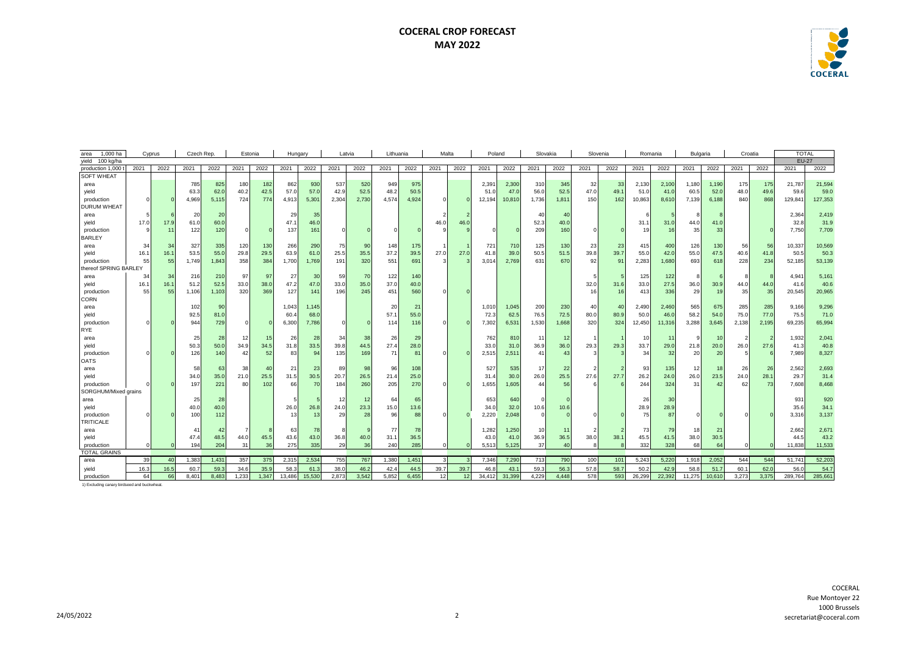# COCERAL CROP FORECAST
## MAY 2022

| area 1,000 ha | Cyprus | | Czech Rep. | | Estonia | | Hungary | | Latvia | | Lithuania | | Malta | | Poland | | Slovakia | | Slovenia | | Romania | | Bulgaria | | Croatia | | TOTAL | |
|---|---|---|---|---|---|---|---|---|---|---|---|---|---|---|---|---|---|---|---|---|---|---|---|---|---|---|---|---|
| yield 100 kg/ha | | | | | | | | | | | | | | | | | | | | | | | | | | | EU-27 | |
| production 1,000 t | 2021 | 2022 | 2021 | 2022 | 2021 | 2022 | 2021 | 2022 | 2021 | 2022 | 2021 | 2022 | 2021 | 2022 | 2021 | 2022 | 2021 | 2022 | 2021 | 2022 | 2021 | 2022 | 2021 | 2022 | 2021 | 2022 | 2021 | 2022 |
| SOFT WHEAT | | | | | | | | | | | | | | | | | | | | | | | | | | | | |
| area | | | 785 | 825 | 180 | 182 | 862 | 930 | 537 | 520 | 949 | 975 | | | 2,391 | 2,300 | 310 | 345 | 32 | 33 | 2,130 | 2,100 | 1,180 | 1,190 | 175 | 175 | 21,787 | 21,594 |
| yield | | | 63.3 | 62.0 | 40.2 | 42.5 | 57.0 | 57.0 | 42.9 | 52.5 | 48.2 | 50.5 | | | 51.0 | 47.0 | 56.0 | 52.5 | 47.0 | 49.1 | 51.0 | 41.0 | 60.5 | 52.0 | 48.0 | 49.6 | 59.6 | 59.0 |
| production | 0 | 0 | 4,969 | 5,115 | 724 | 774 | 4,913 | 5,301 | 2,304 | 2,730 | 4,574 | 4,924 | 0 | 0 | 12,194 | 10,810 | 1,736 | 1,811 | 150 | 162 | 10,863 | 8,610 | 7,139 | 6,188 | 840 | 868 | 129,841 | 127,353 |
| DURUM WHEAT | | | | | | | | | | | | | | | | | | | | | | | | | | | | |
| area | 5 | 6 | 20 | 20 | | | 29 | 35 | | | | | 2 | 2 | | | 40 | 40 | | | 6 | 5 | 8 | 8 | | | 2,364 | 2,419 |
| yield | 17.0 | 17.9 | 61.0 | 60.0 | | | 47.1 | 46.0 | | | | | 46.0 | 46.0 | | | 52.3 | 40.0 | | | 31.1 | 31.0 | 44.0 | 41.0 | | | 32.8 | 31.9 |
| production | 9 | 11 | 122 | 120 | 0 | 0 | 137 | 161 | 0 | 0 | 0 | 0 | 9 | 9 | 0 | 0 | 209 | 160 | 0 | 0 | 19 | 16 | 35 | 33 | | 0 | 7,750 | 7,709 |
| BARLEY | | | | | | | | | | | | | | | | | | | | | | | | | | | | |
| area | 34 | 34 | 327 | 335 | 120 | 130 | 266 | 290 | 75 | 90 | 148 | 175 | 1 | 1 | 721 | 710 | 125 | 130 | 23 | 23 | 415 | 400 | 126 | 130 | 56 | 56 | 10,337 | 10,569 |
| yield | 16.1 | 16.1 | 53.5 | 55.0 | 29.8 | 29.5 | 63.9 | 61.0 | 25.5 | 35.5 | 37.2 | 39.5 | 27.0 | 27.0 | 41.8 | 39.0 | 50.5 | 51.5 | 39.8 | 39.7 | 55.0 | 42.0 | 55.0 | 47.5 | 40.6 | 41.8 | 50.5 | 50.3 |
| production | 55 | 55 | 1,749 | 1,843 | 358 | 384 | 1,700 | 1,769 | 191 | 320 | 551 | 691 | 3 | 3 | 3,014 | 2,769 | 631 | 670 | 92 | 91 | 2,283 | 1,680 | 693 | 618 | 228 | 234 | 52,185 | 53,139 |
| thereof SPRING BARLEY | | | | | | | | | | | | | | | | | | | | | | | | | | | | |
| area | 34 | 34 | 216 | 210 | 97 | 97 | 27 | 30 | 59 | 70 | 122 | 140 | | | | | | | 5 | 5 | 125 | 122 | 8 | 6 | 8 | 8 | 4,941 | 5,161 |
| yield | 16.1 | 16.1 | 51.2 | 52.5 | 33.0 | 38.0 | 47.2 | 47.0 | 33.0 | 35.0 | 37.0 | 40.0 | | | | | | | 32.0 | 31.6 | 33.0 | 27.5 | 36.0 | 30.9 | 44.0 | 44.0 | 41.6 | 40.6 |
| production | 55 | 55 | 1,106 | 1,103 | 320 | 369 | 127 | 141 | 196 | 245 | 451 | 560 | 0 | 0 | | | | | 16 | 16 | 413 | 336 | 29 | 19 | 35 | 35 | 20,545 | 20,965 |
| CORN | | | | | | | | | | | | | | | | | | | | | | | | | | | | |
| area | | | 102 | 90 | | | 1,043 | 1,145 | | | 20 | 21 | | | 1,010 | 1,045 | 200 | 230 | 40 | 40 | 2,490 | 2,460 | 565 | 675 | 285 | 285 | 9,166 | 9,296 |
| yield | | | 92.5 | 81.0 | | | 60.4 | 68.0 | | | 57.1 | 55.0 | | | 72.3 | 62.5 | 76.5 | 72.5 | 80.0 | 80.9 | 50.0 | 46.0 | 58.2 | 54.0 | 75.0 | 77.0 | 75.5 | 71.0 |
| production | 0 | 0 | 944 | 729 | 0 | 0 | 6,300 | 7,786 | 0 | 0 | 114 | 116 | 0 | 0 | 7,302 | 6,531 | 1,530 | 1,668 | 320 | 324 | 12,450 | 11,316 | 3,288 | 3,645 | 2,138 | 2,195 | 69,235 | 65,994 |
| RYE | | | | | | | | | | | | | | | | | | | | | | | | | | | | |
| area | | | 25 | 28 | 12 | 15 | 26 | 28 | 34 | 38 | 26 | 29 | | | 762 | 810 | 11 | 12 | 1 | 1 | 10 | 11 | 9 | 10 | 2 | 2 | 1,932 | 2,041 |
| yield | | | 50.3 | 50.0 | 34.9 | 34.5 | 31.8 | 33.5 | 39.8 | 44.5 | 27.4 | 28.0 | | | 33.0 | 31.0 | 36.9 | 36.0 | 29.3 | 29.3 | 33.7 | 29.0 | 21.8 | 20.0 | 26.0 | 27.6 | 41.3 | 40.8 |
| production | 0 | 0 | 126 | 140 | 42 | 52 | 83 | 94 | 135 | 169 | 71 | 81 | 0 | 0 | 2,515 | 2,511 | 41 | 43 | 3 | 3 | 34 | 32 | 20 | 20 | 5 | 6 | 7,989 | 8,327 |
| OATS | | | | | | | | | | | | | | | | | | | | | | | | | | | | |
| area | | | 58 | 63 | 38 | 40 | 21 | 23 | 89 | 98 | 96 | 108 | | | 527 | 535 | 17 | 22 | 2 | 2 | 93 | 135 | 12 | 18 | 26 | 26 | 2,562 | 2,693 |
| yield | | | 34.0 | 35.0 | 21.0 | 25.5 | 31.5 | 30.5 | 20.7 | 26.5 | 21.4 | 25.0 | | | 31.4 | 30.0 | 26.0 | 25.5 | 27.6 | 27.7 | 26.2 | 24.0 | 26.0 | 23.5 | 24.0 | 28.1 | 29.7 | 31.4 |
| production | 0 | 0 | 197 | 221 | 80 | 102 | 66 | 70 | 184 | 260 | 205 | 270 | 0 | 0 | 1,655 | 1,605 | 44 | 56 | 6 | 6 | 244 | 324 | 31 | 42 | 62 | 73 | 7,608 | 8,468 |
| SORGHUM/Mixed grains | | | | | | | | | | | | | | | | | | | | | | | | | | | | |
| area | | | 25 | 28 | | | 5 | 5 | 12 | 12 | 64 | 65 | | | 653 | 640 | 0 | 0 | | | 26 | 30 | | | | | 931 | 920 |
| yield | | | 40.0 | 40.0 | | | 26.0 | 26.8 | 24.0 | 23.3 | 15.0 | 13.6 | | | 34.0 | 32.0 | 10.6 | 10.6 | | | 28.9 | 28.9 | | | | | 35.6 | 34.1 |
| production | 0 | 0 | 100 | 112 | | | 13 | 13 | 29 | 28 | 96 | 88 | 0 | 0 | 2,220 | 2,048 | 0 | 0 | 0 | 0 | 75 | 87 | 0 | 0 | 0 | 0 | 3,316 | 3,137 |
| TRITICALE | | | | | | | | | | | | | | | | | | | | | | | | | | | | |
| area | | | 41 | 42 | 7 | 8 | 63 | 78 | 8 | 9 | 77 | 78 | | | 1,282 | 1,250 | 10 | 11 | 2 | 2 | 73 | 79 | 18 | 21 | | | 2,662 | 2,671 |
| yield | | | 47.4 | 48.5 | 44.0 | 45.5 | 43.6 | 43.0 | 36.8 | 40.0 | 31.1 | 36.5 | | | 43.0 | 41.0 | 36.9 | 36.5 | 38.0 | 38.1 | 45.5 | 41.5 | 38.0 | 30.5 | | | 44.5 | 43.2 |
| production | 0 | 0 | 194 | 204 | 31 | 36 | 275 | 335 | 29 | 36 | 240 | 285 | 0 | 0 | 5,513 | 5,125 | 37 | 40 | 8 | 8 | 332 | 328 | 68 | 64 | 0 | 0 | 11,838 | 11,533 |
| TOTAL GRAINS | | | | | | | | | | | | | | | | | | | | | | | | | | | | |
| area | 39 | 40 | 1,383 | 1,431 | 357 | 375 | 2,315 | 2,534 | 755 | 767 | 1,380 | 1,451 | 3 | 3 | 7,346 | 7,290 | 713 | 790 | 100 | 101 | 5,243 | 5,220 | 1,918 | 2,052 | 544 | 544 | 51,741 | 52,203 |
| yield | 16.3 | 16.5 | 60.7 | 59.3 | 34.6 | 35.9 | 58.3 | 61.3 | 38.0 | 46.2 | 42.4 | 44.5 | 39.7 | 39.7 | 46.8 | 43.1 | 59.3 | 56.3 | 57.8 | 58.7 | 50.2 | 42.9 | 58.8 | 51.7 | 60.1 | 62.0 | 56.0 | 54.7 |
| production | 64 | 66 | 8,401 | 8,483 | 1,233 | 1,347 | 13,486 | 15,530 | 2,873 | 3,542 | 5,852 | 6,455 | 12 | 12 | 34,412 | 31,399 | 4,229 | 4,448 | 578 | 593 | 26,299 | 22,392 | 11,275 | 10,610 | 3,273 | 3,375 | 289,764 | 285,661 |

1) Excluding canary birdseed and buckwheat.

24/05/2022

COCERAL
Rue Montoyer 22
1000 Brussels
secretariat@coceral.com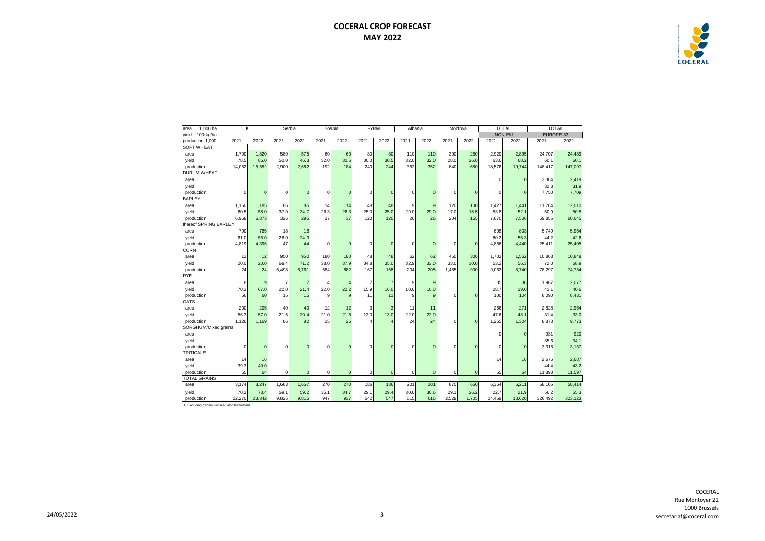# COCERAL CROP FORECAST

## MAY 2022

| area 1,000 ha | U.K. | | Serbia | | Bosnia | | FYRM | | Albania | | Moldova | | TOTAL | | TOTAL | |
|---|---|---|---|---|---|---|---|---|---|---|---|---|---|---|---|---|
| yield 100 kg/ha | | | | | | | | | | | | | NON-EU | | EUROPE 33 | |
| production 1,000 t | 2021 | 2022 | 2021 | 2022 | 2021 | 2022 | 2021 | 2022 | 2021 | 2022 | 2021 | 2022 | 2021 | 2022 | 2021 | 2022 |
| SOFT WHEAT | | | | | | | | | | | | | | | | |
| area | 1,790 | 1,820 | 580 | 575 | 60 | 60 | 80 | 80 | 110 | 110 | 300 | 250 | 2,920 | 2,895 | 24,707 | 24,489 |
| yield | 78.5 | 86.0 | 50.0 | 46.3 | 32.0 | 30.6 | 30.0 | 30.5 | 32.0 | 32.0 | 28.0 | 26.0 | 63.6 | 68.2 | 60.1 | 60.1 |
| production | 14,052 | 15,652 | 2,900 | 2,662 | 192 | 184 | 240 | 244 | 352 | 352 | 840 | 650 | 18,576 | 19,744 | 148,417 | 147,097 |
| DURUM WHEAT | | | | | | | | | | | | | | | | |
| area | | | | | | | | | | | | | 0 | 0 | 2,364 | 2,419 |
| yield | | | | | | | | | | | | | | | 32.8 | 31.9 |
| production | 0 | 0 | 0 | 0 | 0 | 0 | 0 | 0 | 0 | 0 | 0 | 0 | 0 | 0 | 7,750 | 7,709 |
| BARLEY | | | | | | | | | | | | | | | | |
| area | 1,150 | 1,185 | 86 | 85 | 14 | 14 | 48 | 48 | 9 | 9 | 120 | 100 | 1,427 | 1,441 | 11,764 | 12,010 |
| yield | 60.5 | 58.0 | 37.9 | 34.7 | 26.3 | 26.3 | 25.0 | 25.0 | 29.0 | 29.0 | 17.0 | 15.5 | 53.8 | 52.1 | 50.9 | 50.5 |
| production | 6,958 | 6,873 | 326 | 295 | 37 | 37 | 120 | 120 | 26 | 26 | 204 | 155 | 7,670 | 7,506 | 59,855 | 60,645 |
| thereof SPRING BARLEY | | | | | | | | | | | | | | | | |
| area | 790 | 785 | 18 | 18 | | | | | | | | | 808 | 803 | 5,749 | 5,964 |
| yield | 61.0 | 56.0 | 26.0 | 24.3 | | | | | | | | | 60.2 | 55.3 | 44.2 | 42.6 |
| production | 4,819 | 4,396 | 47 | 44 | 0 | 0 | 0 | 0 | 0 | 0 | 0 | 0 | 4,866 | 4,440 | 25,411 | 25,405 |
| CORN | | | | | | | | | | | | | | | | |
| area | 12 | 12 | 950 | 950 | 180 | 180 | 48 | 48 | 62 | 62 | 450 | 300 | 1,702 | 1,552 | 10,868 | 10,848 |
| yield | 20.0 | 20.0 | 68.4 | 71.2 | 38.0 | 37.9 | 34.8 | 35.0 | 32.9 | 33.0 | 33.0 | 30.0 | 53.2 | 56.3 | 72.0 | 68.9 |
| production | 24 | 24 | 6,498 | 6,761 | 684 | 682 | 167 | 168 | 204 | 205 | 1,485 | 900 | 9,062 | 8,740 | 78,297 | 74,734 |
| RYE | | | | | | | | | | | | | | | | |
| area | 8 | 9 | 7 | 7 | 4 | 4 | 7 | 7 | 9 | 9 | | | 35 | 36 | 1,967 | 2,077 |
| yield | 70.2 | 67.0 | 22.0 | 21.4 | 22.0 | 22.2 | 15.9 | 16.0 | 10.0 | 10.0 | | | 28.7 | 29.0 | 41.1 | 40.6 |
| production | 56 | 60 | 15 | 15 | 9 | 9 | 11 | 11 | 9 | 9 | 0 | 0 | 100 | 104 | 8,090 | 8,431 |
| OATS | | | | | | | | | | | | | | | | |
| area | 200 | 205 | 40 | 40 | 12 | 12 | 3 | 3 | 11 | 11 | | | 266 | 271 | 2,828 | 2,964 |
| yield | 56.3 | 57.0 | 21.5 | 20.4 | 21.0 | 21.6 | 13.0 | 13.0 | 22.0 | 22.0 | | | 47.6 | 48.1 | 31.4 | 33.0 |
| production | 1,126 | 1,169 | 86 | 82 | 25 | 26 | 4 | 4 | 24 | 24 | 0 | 0 | 1,265 | 1,304 | 8,873 | 9,773 |
| SORGHUM/Mixed grains | | | | | | | | | | | | | | | | |
| area | | | | | | | | | | | | | 0 | 0 | 931 | 920 |
| yield | | | | | | | | | | | | | | | 35.6 | 34.1 |
| production | 0 | 0 | 0 | 0 | 0 | 0 | 0 | 0 | 0 | 0 | 0 | 0 | 0 | 0 | 3,316 | 3,137 |
| TRITICALE | | | | | | | | | | | | | | | | |
| area | 14 | 16 | | | | | | | | | | | 14 | 16 | 2,676 | 2,687 |
| yield | 39.3 | 40.0 | | | | | | | | | | | | | 44.4 | 43.2 |
| production | 55 | 64 | 0 | 0 | 0 | 0 | 0 | 0 | 0 | 0 | 0 | 0 | 55 | 64 | 11,893 | 11,597 |
| TOTAL GRAINS | | | | | | | | | | | | | | | | |
| area | 3,174 | 3,247 | 1,663 | 1,657 | 270 | 270 | 186 | 186 | 201 | 201 | 870 | 650 | 6,364 | 6,211 | 58,105 | 58,414 |
| yield | 70.2 | 73.4 | 59.1 | 59.2 | 35.1 | 34.7 | 29.1 | 29.4 | 30.6 | 30.6 | 29.1 | 26.2 | 22.7 | 21.9 | 56.2 | 55.3 |
| production | 22,270 | 23,842 | 9,825 | 9,815 | 947 | 937 | 542 | 547 | 615 | 616 | 2,529 | 1,705 | 14,459 | 13,620 | 326,492 | 323,123 |

1) Excluding canary birdseed and buckwheat.

24/05/2022

COCERAL
Rue Montoyer 22
1000 Brussels
secretariat@coceral.com